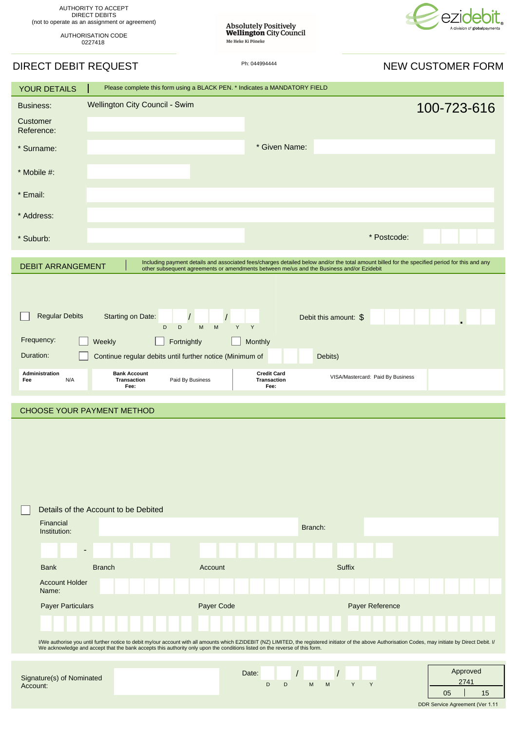AUTHORITY TO ACCEPT
DIRECT DEBITS
(not to operate as an assignment or agreement)

AUTHORISATION CODE
0227418

**Absolutely Positively Wellington City Council**
Me Heke Ki Pōneke

ezidebit
A division of globalpayments

# DIRECT DEBIT REQUEST

Ph: 044994444

# NEW CUSTOMER FORM

## YOUR DETAILS

Please complete this form using a BLACK PEN. * Indicates a MANDATORY FIELD

Business: Wellington City Council - Swim **100-723-616**

Customer Reference:

* Surname: * Given Name:

* Mobile #:

* Email:

* Address:

* Suburb: * Postcode:

## DEBIT ARRANGEMENT

Including payment details and associated fees/charges detailed below and/or the total amount billed for the specified period for this and any other subsequent agreements or amendments between me/us and the Business and/or Ezidebit

☐ Regular Debits Starting on Date: D D / M M / Y Y Debit this amount: $ .

Frequency: ☐ Weekly ☐ Fortnightly ☐ Monthly

Duration: ☐ Continue regular debits until further notice (Minimum of Debits)

| Administration Fee | N/A | Bank Account Transaction Fee: | Paid By Business | Credit Card Transaction Fee: | VISA/Mastercard: Paid By Business |
|---|---|---|---|---|---|

## CHOOSE YOUR PAYMENT METHOD

☐ Details of the Account to be Debited

Financial Institution: Branch:

Bank - Branch Account Suffix

Account Holder Name:

Payer Particulars Payer Code Payer Reference

I/We authorise you until further notice to debit my/our account with all amounts which EZIDEBIT (NZ) LIMITED, the registered initiator of the above Authorisation Codes, may initiate by Direct Debit. I/We acknowledge and accept that the bank accepts this authority only upon the conditions listed on the reverse of this form.

Signature(s) of Nominated Account: Date: D D / M M / Y Y

| Approved | |
|---|---|
| 2741 | |
| 05 | 15 |

DDR Service Agreement (Ver 1.11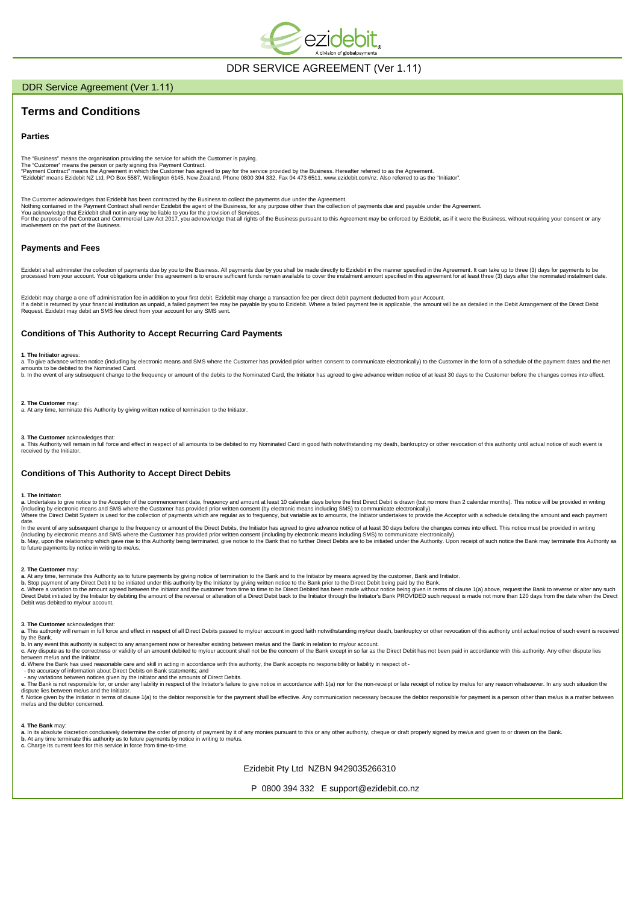# DDR SERVICE AGREEMENT (Ver 1.11)

## DDR Service Agreement (Ver 1.11)

## Terms and Conditions

### Parties

The "Business" means the organisation providing the service for which the Customer is paying.
The "Customer" means the person or party signing this Payment Contract.
"Payment Contract" means the Agreement in which the Customer has agreed to pay for the service provided by the Business. Hereafter referred to as the Agreement.
"Ezidebit" means Ezidebit NZ Ltd, PO Box 5587, Wellington 6145, New Zealand. Phone 0800 394 332, Fax 04 473 6511, www.ezidebit.com/nz. Also referred to as the "Initiator".

The Customer acknowledges that Ezidebit has been contracted by the Business to collect the payments due under the Agreement.
Nothing contained in the Payment Contract shall render Ezidebit the agent of the Business, for any purpose other than the collection of payments due and payable under the Agreement.
You acknowledge that Ezidebit shall not in any way be liable to you for the provision of Services.
For the purpose of the Contract and Commercial Law Act 2017, you acknowledge that all rights of the Business pursuant to this Agreement may be enforced by Ezidebit, as if it were the Business, without requiring your consent or any involvement on the part of the Business.

### Payments and Fees

Ezidebit shall administer the collection of payments due by you to the Business. All payments due by you shall be made directly to Ezidebit in the manner specified in the Agreement. It can take up to three (3) days for payments to be processed from your account. Your obligations under this agreement is to ensure sufficient funds remain available to cover the instalment amount specified in this agreement for at least three (3) days after the nominated instalment date.

Ezidebit may charge a one off administration fee in addition to your first debit. Ezidebit may charge a transaction fee per direct debit payment deducted from your Account.
If a debit is returned by your financial institution as unpaid, a failed payment fee may be payable by you to Ezidebit. Where a failed payment fee is applicable, the amount will be as detailed in the Debit Arrangement of the Direct Debit Request. Ezidebit may debit an SMS fee direct from your account for any SMS sent.

### Conditions of This Authority to Accept Recurring Card Payments

**1. The Initiator** agrees:
a. To give advance written notice (including by electronic means and SMS where the Customer has provided prior written consent to communicate electronically) to the Customer in the form of a schedule of the payment dates and the net amounts to be debited to the Nominated Card.
b. In the event of any subsequent change to the frequency or amount of the debits to the Nominated Card, the Initiator has agreed to give advance written notice of at least 30 days to the Customer before the changes comes into effect.

**2. The Customer** may:
a. At any time, terminate this Authority by giving written notice of termination to the Initiator.

**3. The Customer** acknowledges that:
a. This Authority will remain in full force and effect in respect of all amounts to be debited to my Nominated Card in good faith notwithstanding my death, bankruptcy or other revocation of this authority until actual notice of such event is received by the Initiator.

### Conditions of This Authority to Accept Direct Debits

**1. The Initiator:**
**a.** Undertakes to give notice to the Acceptor of the commencement date, frequency and amount at least 10 calendar days before the first Direct Debit is drawn (but no more than 2 calendar months). This notice will be provided in writing (including by electronic means and SMS where the Customer has provided prior written consent (by electronic means including SMS) to communicate electronically).
Where the Direct Debit System is used for the collection of payments which are regular as to frequency, but variable as to amounts, the Initiator undertakes to provide the Acceptor with a schedule detailing the amount and each payment date.
In the event of any subsequent change to the frequency or amount of the Direct Debits, the Initiator has agreed to give advance notice of at least 30 days before the changes comes into effect. This notice must be provided in writing (including by electronic means and SMS where the Customer has provided prior written consent (including by electronic means including SMS) to communicate electronically).
**b.** May, upon the relationship which gave rise to this Authority being terminated, give notice to the Bank that no further Direct Debits are to be initiated under the Authority. Upon receipt of such notice the Bank may terminate this Authority as to future payments by notice in writing to me/us.

**2. The Customer** may:
**a.** At any time, terminate this Authority as to future payments by giving notice of termination to the Bank and to the Initiator by means agreed by the customer, Bank and Initiator.
**b.** Stop payment of any Direct Debit to be initiated under this authority by the Initiator by giving written notice to the Bank prior to the Direct Debit being paid by the Bank.
**c.** Where a variation to the amount agreed between the Initiator and the customer from time to time to be Direct Debited has been made without notice being given in terms of clause 1(a) above, request the Bank to reverse or alter any such Direct Debit initiated by the Initiator by debiting the amount of the reversal or alteration of a Direct Debit back to the Initiator through the Initiator's Bank PROVIDED such request is made not more than 120 days from the date when the Direct Debit was debited to my/our account.

**3. The Customer** acknowledges that:
**a.** This authority will remain in full force and effect in respect of all Direct Debits passed to my/our account in good faith notwithstanding my/our death, bankruptcy or other revocation of this authority until actual notice of such event is received by the Bank.
**b.** In any event this authority is subject to any arrangement now or hereafter existing between me/us and the Bank in relation to my/our account.
**c.** Any dispute as to the correctness or validity of an amount debited to my/our account shall not be the concern of the Bank except in so far as the Direct Debit has not been paid in accordance with this authority. Any other dispute lies between me/us and the Initiator.
**d.** Where the Bank has used reasonable care and skill in acting in accordance with this authority, the Bank accepts no responsibility or liability in respect of:-
- the accuracy of information about Direct Debits on Bank statements; and
- any variations between notices given by the Initiator and the amounts of Direct Debits.

**e.** The Bank is not responsible for, or under any liability in respect of the Initiator's failure to give notice in accordance with 1(a) nor for the non-receipt or late receipt of notice by me/us for any reason whatsoever. In any such situation the dispute lies between me/us and the Initiator.
**f.** Notice given by the Initiator in terms of clause 1(a) to the debtor responsible for the payment shall be effective. Any communication necessary because the debtor responsible for payment is a person other than me/us is a matter between me/us and the debtor concerned.

**4. The Bank** may:
**a.** In its absolute discretion conclusively determine the order of priority of payment by it of any monies pursuant to this or any other authority, cheque or draft properly signed by me/us and given to or drawn on the Bank.
**b.** At any time terminate this authority as to future payments by notice in writing to me/us.
**c.** Charge its current fees for this service in force from time-to-time.

Ezidebit Pty Ltd NZBN 9429035266310

P 0800 394 332 E support@ezidebit.co.nz